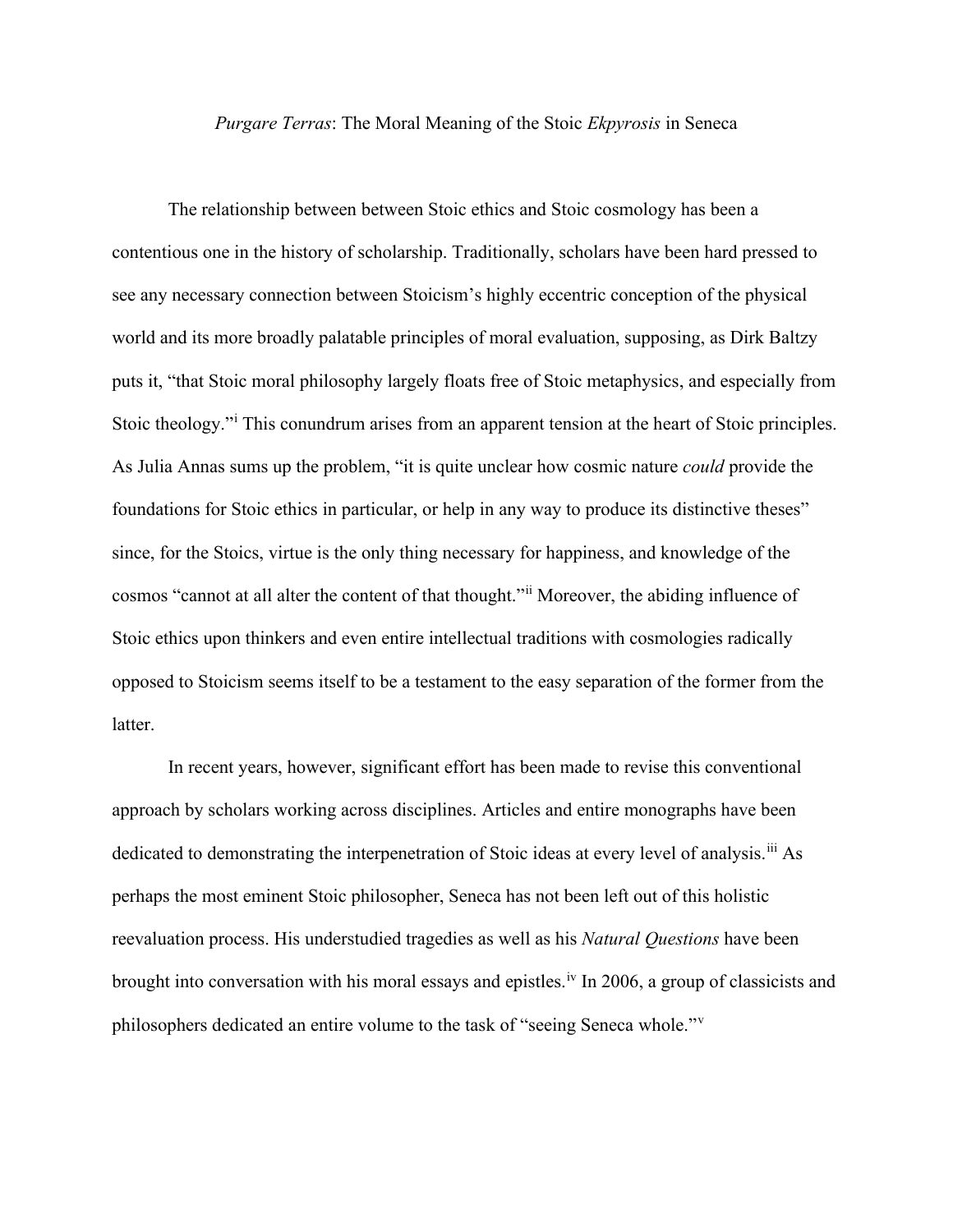*Purgare Terras*: The Moral Meaning of the Stoic *Ekpyrosis* in Seneca

The relationship between between Stoic ethics and Stoic cosmology has been a contentious one in the history of scholarship. Traditionally, scholars have been hard pressed to see any necessary connection between Stoicism's highly eccentric conception of the physical world and its more broadly palatable principles of moral evaluation, supposing, as Dirk Baltzy puts it, "that Stoic moral philosophy largely floats free of Stoic metaphysics, and especially from Stoic theology."[i] This conundrum arises from an apparent tension at the heart of Stoic principles. As Julia Annas sums up the problem, "it is quite unclear how cosmic nature *could* provide the foundations for Stoic ethics in particular, or help in any way to produce its distinctive theses" since, for the Stoics, virtue is the only thing necessary for happiness, and knowledge of the cosmos "cannot at all alter the content of that thought."[ii] Moreover, the abiding influence of Stoic ethics upon thinkers and even entire intellectual traditions with cosmologies radically opposed to Stoicism seems itself to be a testament to the easy separation of the former from the latter.

In recent years, however, significant effort has been made to revise this conventional approach by scholars working across disciplines. Articles and entire monographs have been dedicated to demonstrating the interpenetration of Stoic ideas at every level of analysis.[iii] As perhaps the most eminent Stoic philosopher, Seneca has not been left out of this holistic reevaluation process. His understudied tragedies as well as his *Natural Questions* have been brought into conversation with his moral essays and epistles.[iv] In 2006, a group of classicists and philosophers dedicated an entire volume to the task of "seeing Seneca whole."[v]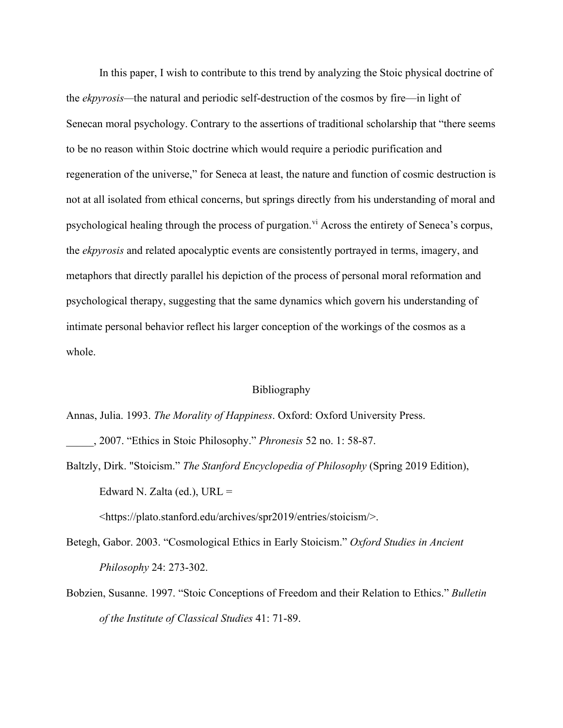In this paper, I wish to contribute to this trend by analyzing the Stoic physical doctrine of the *ekpyrosis*—the natural and periodic self-destruction of the cosmos by fire—in light of Senecan moral psychology. Contrary to the assertions of traditional scholarship that "there seems to be no reason within Stoic doctrine which would require a periodic purification and regeneration of the universe," for Seneca at least, the nature and function of cosmic destruction is not at all isolated from ethical concerns, but springs directly from his understanding of moral and psychological healing through the process of purgation.[vi] Across the entirety of Seneca's corpus, the *ekpyrosis* and related apocalyptic events are consistently portrayed in terms, imagery, and metaphors that directly parallel his depiction of the process of personal moral reformation and psychological therapy, suggesting that the same dynamics which govern his understanding of intimate personal behavior reflect his larger conception of the workings of the cosmos as a whole.

## Bibliography

Annas, Julia. 1993. *The Morality of Happiness*. Oxford: Oxford University Press.

_____, 2007. "Ethics in Stoic Philosophy." *Phronesis* 52 no. 1: 58-87.

Baltzly, Dirk. "Stoicism." *The Stanford Encyclopedia of Philosophy* (Spring 2019 Edition), Edward N. Zalta (ed.), URL = <https://plato.stanford.edu/archives/spr2019/entries/stoicism/>.

Betegh, Gabor. 2003. "Cosmological Ethics in Early Stoicism." *Oxford Studies in Ancient Philosophy* 24: 273-302.

Bobzien, Susanne. 1997. "Stoic Conceptions of Freedom and their Relation to Ethics." *Bulletin of the Institute of Classical Studies* 41: 71-89.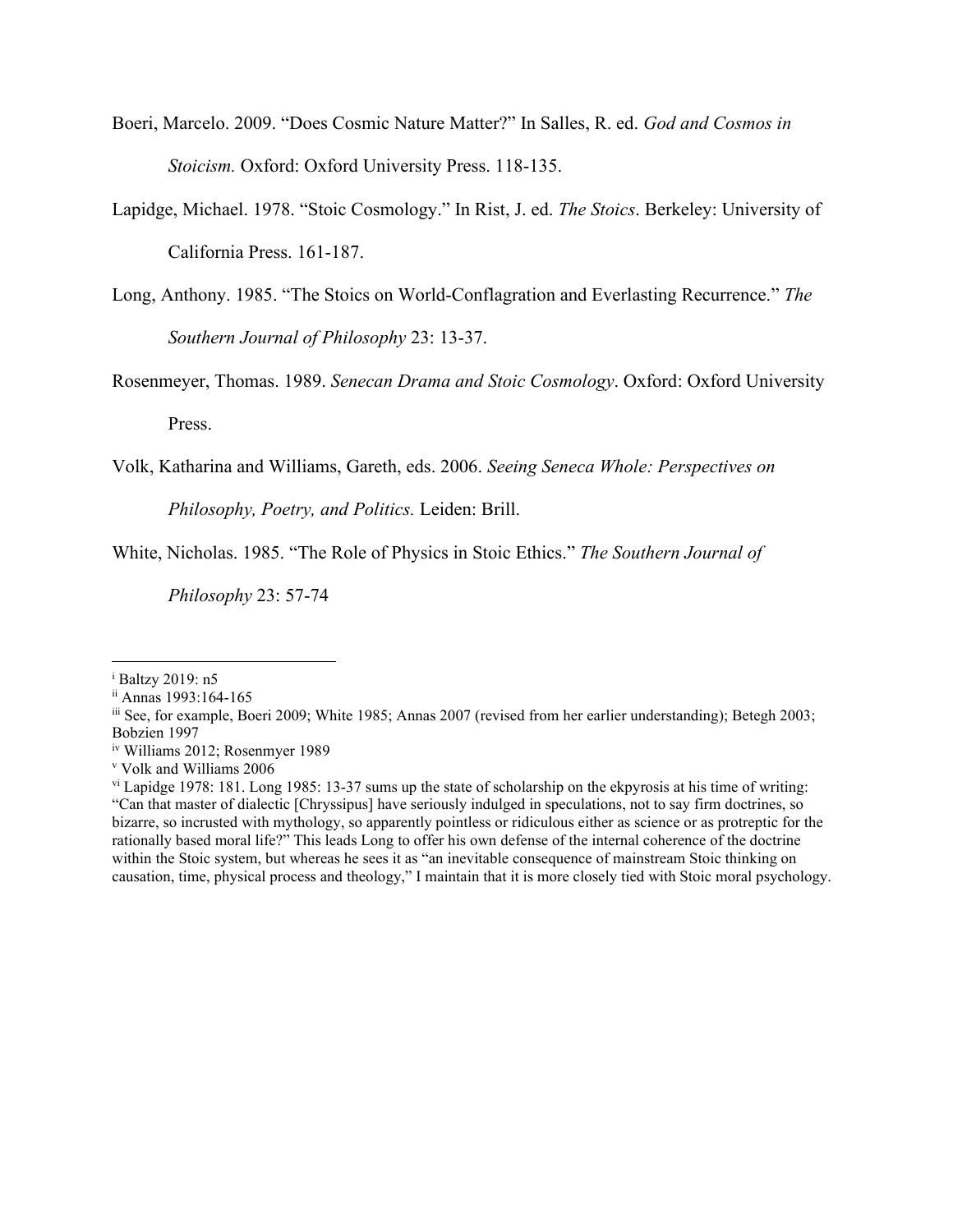Boeri, Marcelo. 2009. "Does Cosmic Nature Matter?" In Salles, R. ed. *God and Cosmos in Stoicism.* Oxford: Oxford University Press. 118-135.

Lapidge, Michael. 1978. "Stoic Cosmology." In Rist, J. ed. *The Stoics*. Berkeley: University of California Press. 161-187.

Long, Anthony. 1985. "The Stoics on World-Conflagration and Everlasting Recurrence." *The Southern Journal of Philosophy* 23: 13-37.

Rosenmeyer, Thomas. 1989. *Senecan Drama and Stoic Cosmology*. Oxford: Oxford University Press.

Volk, Katharina and Williams, Gareth, eds. 2006. *Seeing Seneca Whole: Perspectives on Philosophy, Poetry, and Politics.* Leiden: Brill.

White, Nicholas. 1985. "The Role of Physics in Stoic Ethics." *The Southern Journal of Philosophy* 23: 57-74

---

[i] Baltzy 2019: n5

[ii] Annas 1993:164-165

[iii] See, for example, Boeri 2009; White 1985; Annas 2007 (revised from her earlier understanding); Betegh 2003; Bobzien 1997

[iv] Williams 2012; Rosenmyer 1989

[v] Volk and Williams 2006

[vi] Lapidge 1978: 181. Long 1985: 13-37 sums up the state of scholarship on the ekpyrosis at his time of writing: "Can that master of dialectic [Chryssipus] have seriously indulged in speculations, not to say firm doctrines, so bizarre, so incrusted with mythology, so apparently pointless or ridiculous either as science or as protreptic for the rationally based moral life?" This leads Long to offer his own defense of the internal coherence of the doctrine within the Stoic system, but whereas he sees it as "an inevitable consequence of mainstream Stoic thinking on causation, time, physical process and theology," I maintain that it is more closely tied with Stoic moral psychology.